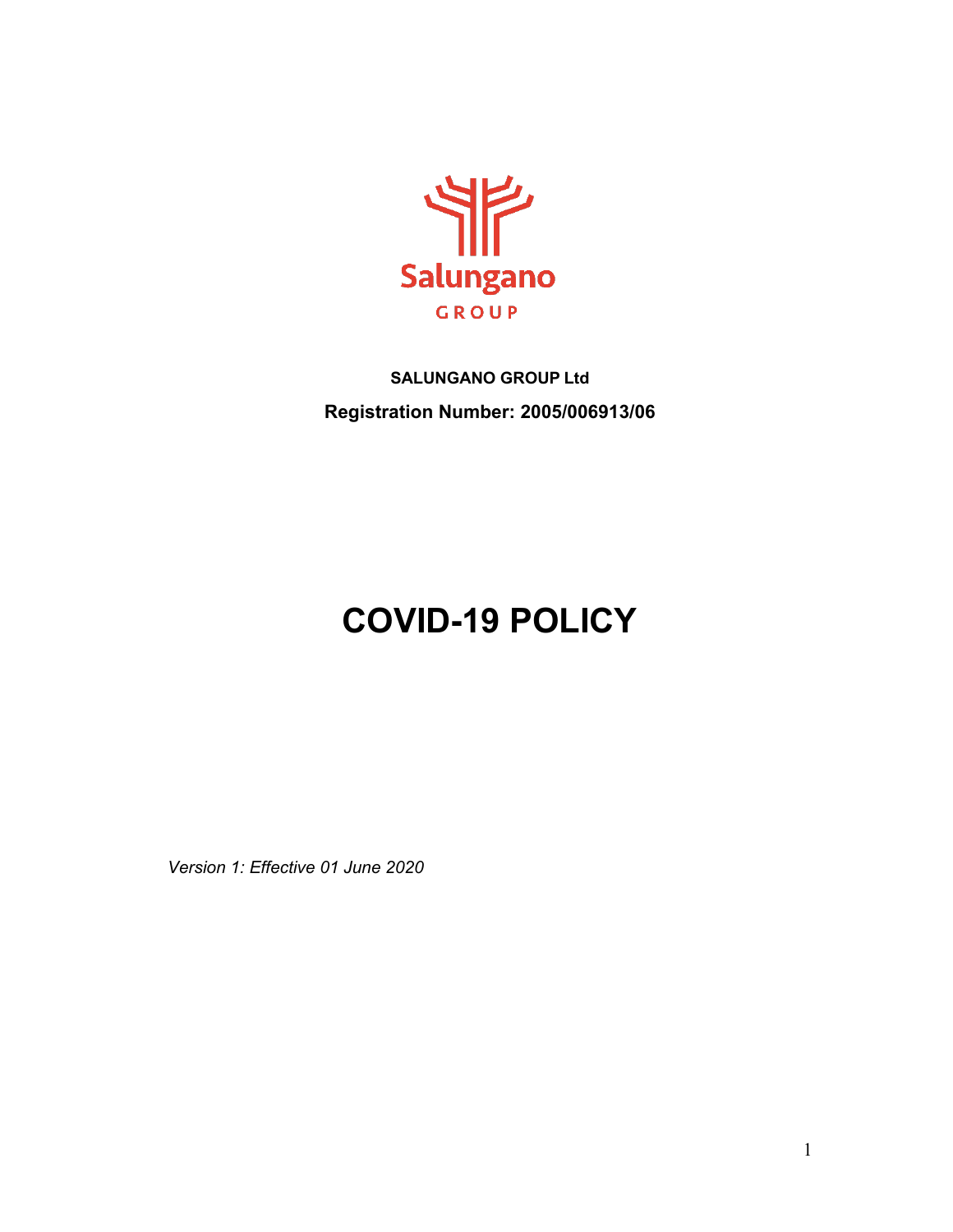Salungano

GROUP

**SALUNGANO GROUP Ltd**

**Registration Number: 2005/006913/06**

# COVID-19 POLICY

*Version 1: Effective 01 June 2020*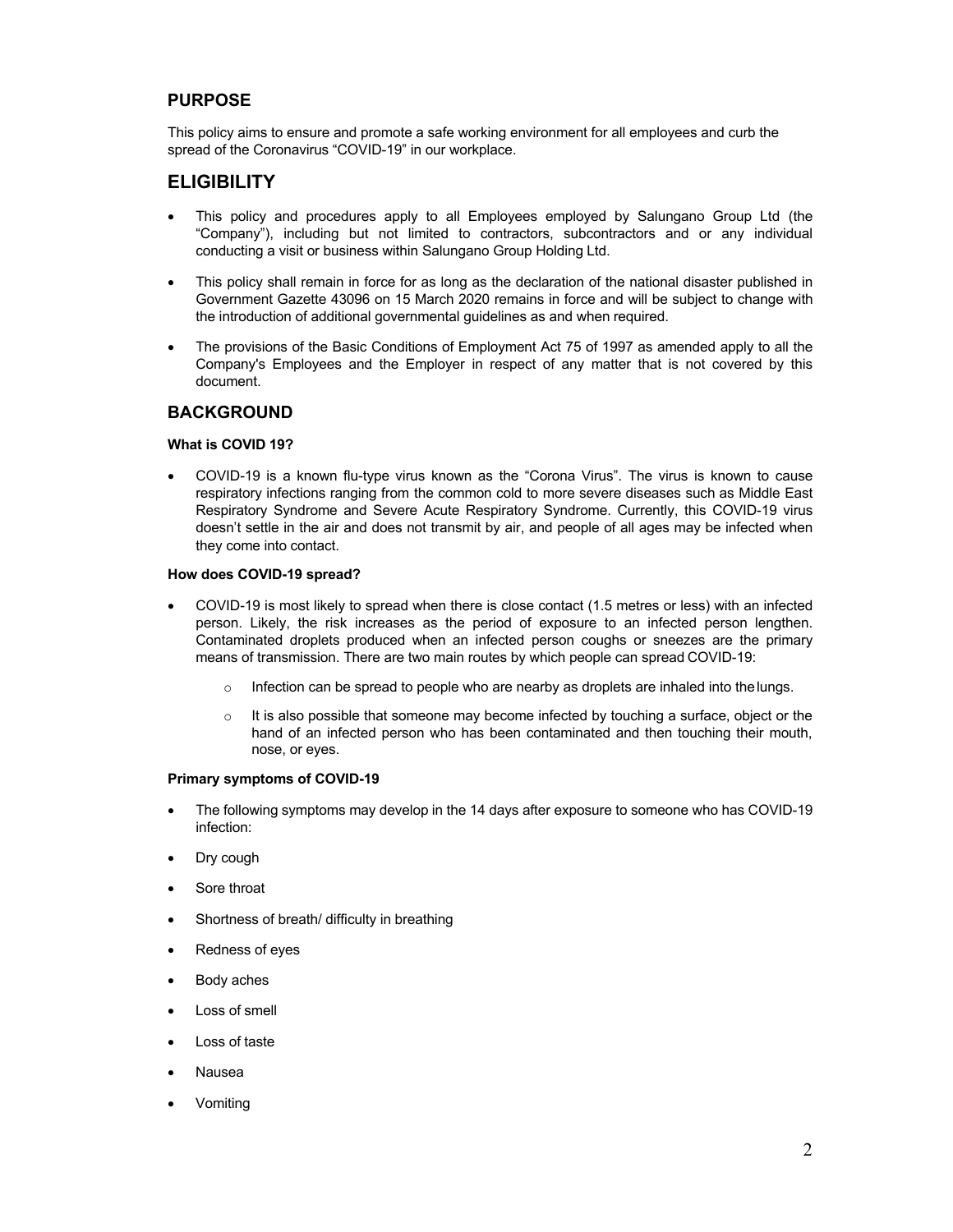## PURPOSE

This policy aims to ensure and promote a safe working environment for all employees and curb the spread of the Coronavirus "COVID-19" in our workplace.

## ELIGIBILITY

- This policy and procedures apply to all Employees employed by Salungano Group Ltd (the "Company"), including but not limited to contractors, subcontractors and or any individual conducting a visit or business within Salungano Group Holding Ltd.
- This policy shall remain in force for as long as the declaration of the national disaster published in Government Gazette 43096 on 15 March 2020 remains in force and will be subject to change with the introduction of additional governmental guidelines as and when required.
- The provisions of the Basic Conditions of Employment Act 75 of 1997 as amended apply to all the Company's Employees and the Employer in respect of any matter that is not covered by this document.

## BACKGROUND

**What is COVID 19?**

- COVID-19 is a known flu-type virus known as the "Corona Virus". The virus is known to cause respiratory infections ranging from the common cold to more severe diseases such as Middle East Respiratory Syndrome and Severe Acute Respiratory Syndrome. Currently, this COVID-19 virus doesn't settle in the air and does not transmit by air, and people of all ages may be infected when they come into contact.

**How does COVID-19 spread?**

- COVID-19 is most likely to spread when there is close contact (1.5 metres or less) with an infected person. Likely, the risk increases as the period of exposure to an infected person lengthen. Contaminated droplets produced when an infected person coughs or sneezes are the primary means of transmission. There are two main routes by which people can spread COVID-19:
  - Infection can be spread to people who are nearby as droplets are inhaled into the lungs.
  - It is also possible that someone may become infected by touching a surface, object or the hand of an infected person who has been contaminated and then touching their mouth, nose, or eyes.

**Primary symptoms of COVID-19**

- The following symptoms may develop in the 14 days after exposure to someone who has COVID-19 infection:
- Dry cough
- Sore throat
- Shortness of breath/ difficulty in breathing
- Redness of eyes
- Body aches
- Loss of smell
- Loss of taste
- Nausea
- Vomiting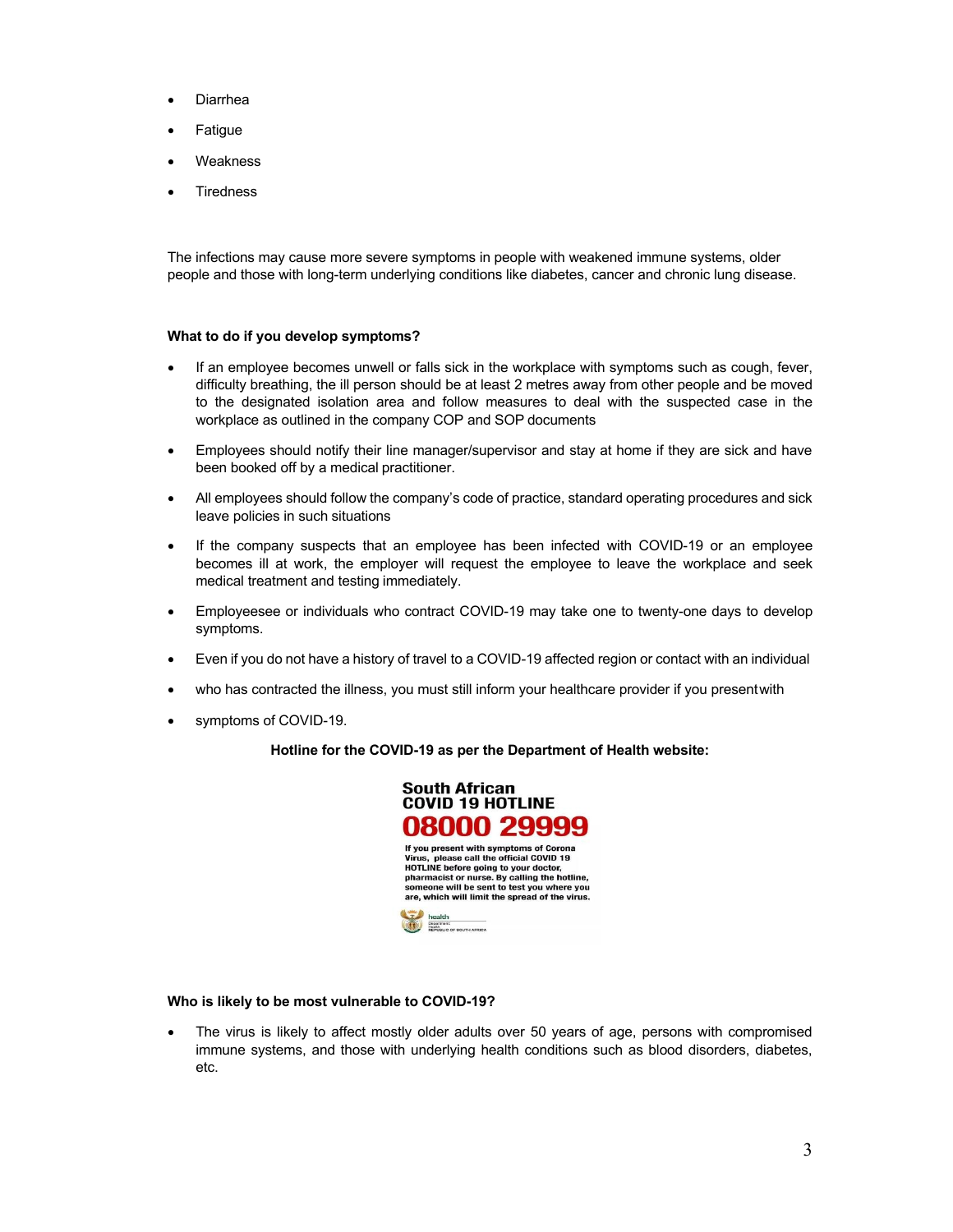- Diarrhea
- Fatigue
- Weakness
- Tiredness

The infections may cause more severe symptoms in people with weakened immune systems, older people and those with long-term underlying conditions like diabetes, cancer and chronic lung disease.

**What to do if you develop symptoms?**

- If an employee becomes unwell or falls sick in the workplace with symptoms such as cough, fever, difficulty breathing, the ill person should be at least 2 metres away from other people and be moved to the designated isolation area and follow measures to deal with the suspected case in the workplace as outlined in the company COP and SOP documents
- Employees should notify their line manager/supervisor and stay at home if they are sick and have been booked off by a medical practitioner.
- All employees should follow the company's code of practice, standard operating procedures and sick leave policies in such situations
- If the company suspects that an employee has been infected with COVID-19 or an employee becomes ill at work, the employer will request the employee to leave the workplace and seek medical treatment and testing immediately.
- Employeesee or individuals who contract COVID-19 may take one to twenty-one days to develop symptoms.
- Even if you do not have a history of travel to a COVID-19 affected region or contact with an individual
- who has contracted the illness, you must still inform your healthcare provider if you presentwith
- symptoms of COVID-19.

**Hotline for the COVID-19 as per the Department of Health website:**

**South African COVID 19 HOTLINE**

**08000 29999**

**If you present with symptoms of Corona Virus, please call the official COVID 19 HOTLINE before going to your doctor, pharmacist or nurse. By calling the hotline, someone will be sent to test you where you are, which will limit the spread of the virus.**

health
Department: Health
REPUBLIC OF SOUTH AFRICA

**Who is likely to be most vulnerable to COVID-19?**

- The virus is likely to affect mostly older adults over 50 years of age, persons with compromised immune systems, and those with underlying health conditions such as blood disorders, diabetes, etc.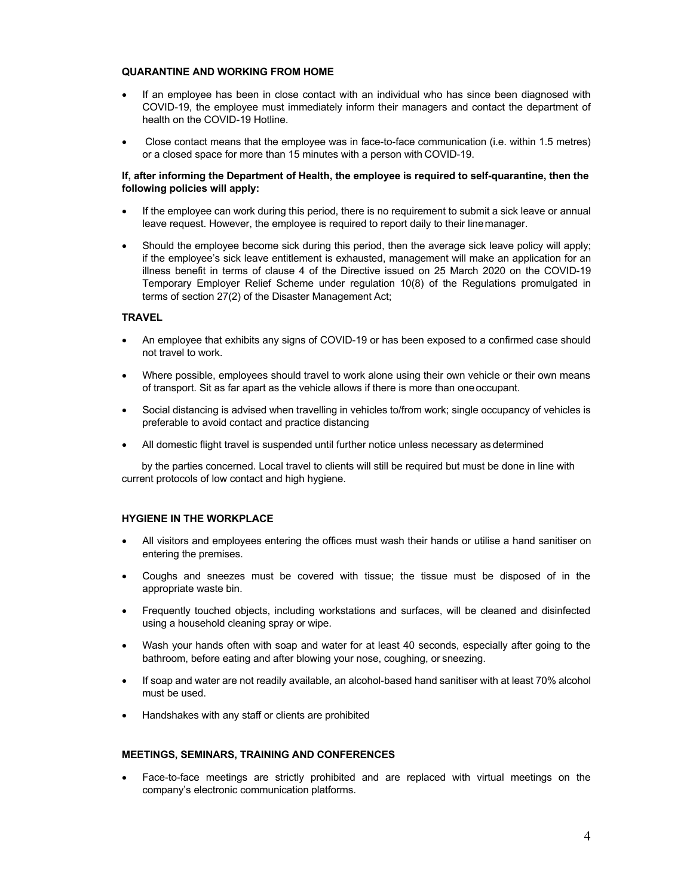## QUARANTINE AND WORKING FROM HOME

- If an employee has been in close contact with an individual who has since been diagnosed with COVID-19, the employee must immediately inform their managers and contact the department of health on the COVID-19 Hotline.
- Close contact means that the employee was in face-to-face communication (i.e. within 1.5 metres) or a closed space for more than 15 minutes with a person with COVID-19.

**If, after informing the Department of Health, the employee is required to self-quarantine, then the following policies will apply:**

- If the employee can work during this period, there is no requirement to submit a sick leave or annual leave request. However, the employee is required to report daily to their line manager.
- Should the employee become sick during this period, then the average sick leave policy will apply; if the employee's sick leave entitlement is exhausted, management will make an application for an illness benefit in terms of clause 4 of the Directive issued on 25 March 2020 on the COVID-19 Temporary Employer Relief Scheme under regulation 10(8) of the Regulations promulgated in terms of section 27(2) of the Disaster Management Act;

## TRAVEL

- An employee that exhibits any signs of COVID-19 or has been exposed to a confirmed case should not travel to work.
- Where possible, employees should travel to work alone using their own vehicle or their own means of transport. Sit as far apart as the vehicle allows if there is more than one occupant.
- Social distancing is advised when travelling in vehicles to/from work; single occupancy of vehicles is preferable to avoid contact and practice distancing
- All domestic flight travel is suspended until further notice unless necessary as determined

by the parties concerned. Local travel to clients will still be required but must be done in line with current protocols of low contact and high hygiene.

## HYGIENE IN THE WORKPLACE

- All visitors and employees entering the offices must wash their hands or utilise a hand sanitiser on entering the premises.
- Coughs and sneezes must be covered with tissue; the tissue must be disposed of in the appropriate waste bin.
- Frequently touched objects, including workstations and surfaces, will be cleaned and disinfected using a household cleaning spray or wipe.
- Wash your hands often with soap and water for at least 40 seconds, especially after going to the bathroom, before eating and after blowing your nose, coughing, or sneezing.
- If soap and water are not readily available, an alcohol-based hand sanitiser with at least 70% alcohol must be used.
- Handshakes with any staff or clients are prohibited

## MEETINGS, SEMINARS, TRAINING AND CONFERENCES

- Face-to-face meetings are strictly prohibited and are replaced with virtual meetings on the company's electronic communication platforms.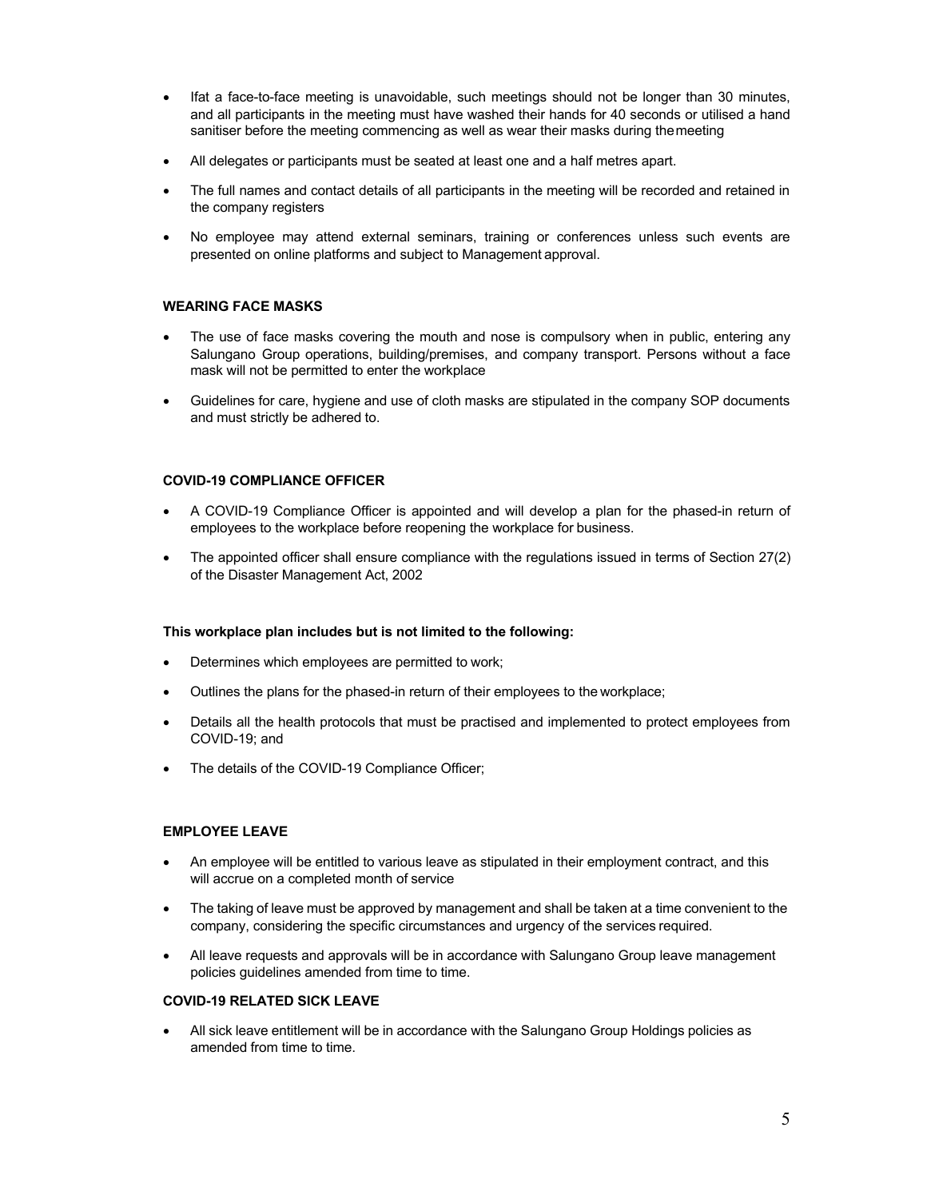- Ifat a face-to-face meeting is unavoidable, such meetings should not be longer than 30 minutes, and all participants in the meeting must have washed their hands for 40 seconds or utilised a hand sanitiser before the meeting commencing as well as wear their masks during themeeting
- All delegates or participants must be seated at least one and a half metres apart.
- The full names and contact details of all participants in the meeting will be recorded and retained in the company registers
- No employee may attend external seminars, training or conferences unless such events are presented on online platforms and subject to Management approval.

**WEARING FACE MASKS**

- The use of face masks covering the mouth and nose is compulsory when in public, entering any Salungano Group operations, building/premises, and company transport. Persons without a face mask will not be permitted to enter the workplace
- Guidelines for care, hygiene and use of cloth masks are stipulated in the company SOP documents and must strictly be adhered to.

**COVID-19 COMPLIANCE OFFICER**

- A COVID-19 Compliance Officer is appointed and will develop a plan for the phased-in return of employees to the workplace before reopening the workplace for business.
- The appointed officer shall ensure compliance with the regulations issued in terms of Section 27(2) of the Disaster Management Act, 2002

**This workplace plan includes but is not limited to the following:**

- Determines which employees are permitted to work;
- Outlines the plans for the phased-in return of their employees to the workplace;
- Details all the health protocols that must be practised and implemented to protect employees from COVID-19; and
- The details of the COVID-19 Compliance Officer;

**EMPLOYEE LEAVE**

- An employee will be entitled to various leave as stipulated in their employment contract, and this will accrue on a completed month of service
- The taking of leave must be approved by management and shall be taken at a time convenient to the company, considering the specific circumstances and urgency of the services required.
- All leave requests and approvals will be in accordance with Salungano Group leave management policies guidelines amended from time to time.

**COVID-19 RELATED SICK LEAVE**

- All sick leave entitlement will be in accordance with the Salungano Group Holdings policies as amended from time to time.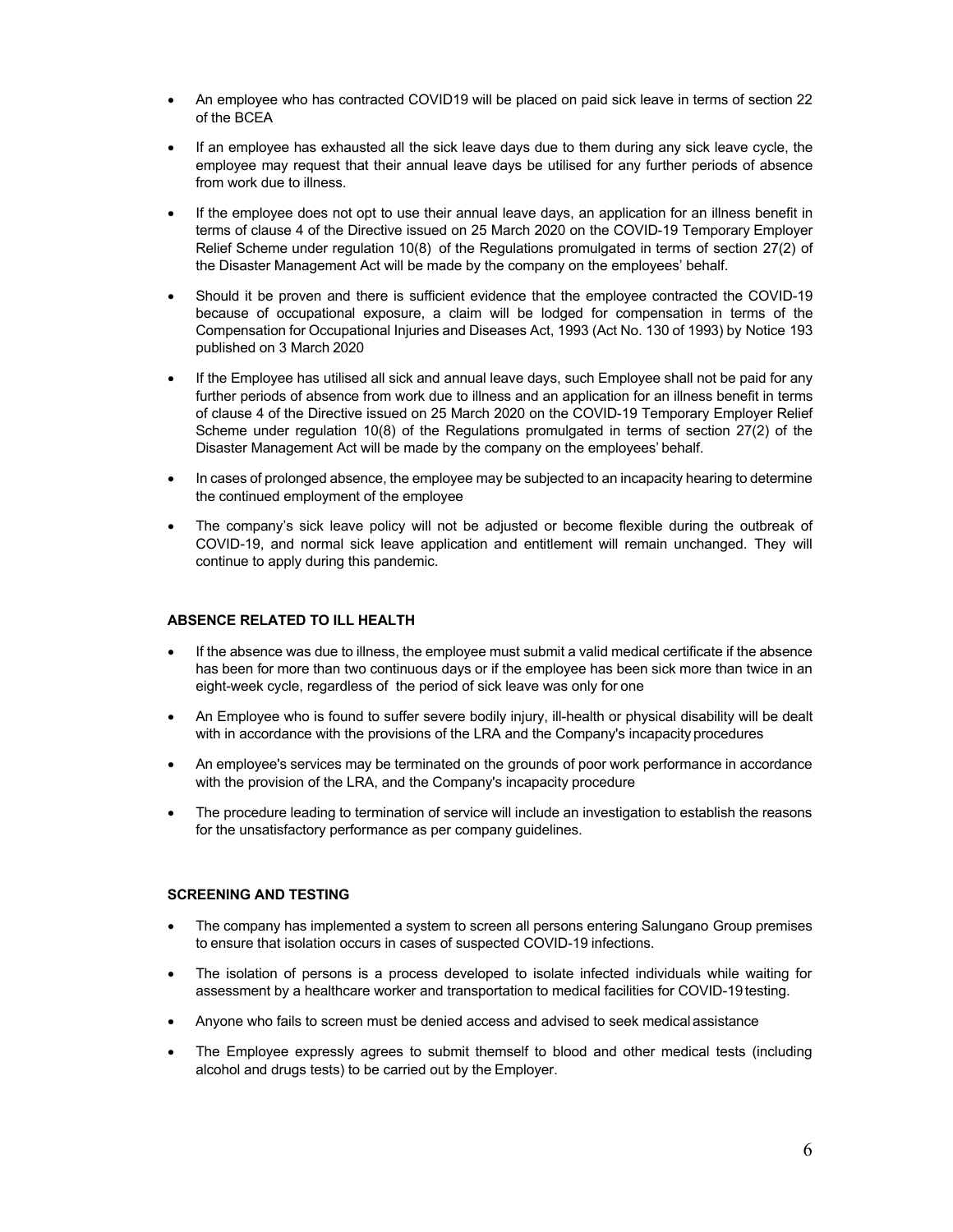- An employee who has contracted COVID19 will be placed on paid sick leave in terms of section 22 of the BCEA
- If an employee has exhausted all the sick leave days due to them during any sick leave cycle, the employee may request that their annual leave days be utilised for any further periods of absence from work due to illness.
- If the employee does not opt to use their annual leave days, an application for an illness benefit in terms of clause 4 of the Directive issued on 25 March 2020 on the COVID-19 Temporary Employer Relief Scheme under regulation 10(8) of the Regulations promulgated in terms of section 27(2) of the Disaster Management Act will be made by the company on the employees' behalf.
- Should it be proven and there is sufficient evidence that the employee contracted the COVID-19 because of occupational exposure, a claim will be lodged for compensation in terms of the Compensation for Occupational Injuries and Diseases Act, 1993 (Act No. 130 of 1993) by Notice 193 published on 3 March 2020
- If the Employee has utilised all sick and annual leave days, such Employee shall not be paid for any further periods of absence from work due to illness and an application for an illness benefit in terms of clause 4 of the Directive issued on 25 March 2020 on the COVID-19 Temporary Employer Relief Scheme under regulation 10(8) of the Regulations promulgated in terms of section 27(2) of the Disaster Management Act will be made by the company on the employees' behalf.
- In cases of prolonged absence, the employee may be subjected to an incapacity hearing to determine the continued employment of the employee
- The company's sick leave policy will not be adjusted or become flexible during the outbreak of COVID-19, and normal sick leave application and entitlement will remain unchanged. They will continue to apply during this pandemic.

**ABSENCE RELATED TO ILL HEALTH**

- If the absence was due to illness, the employee must submit a valid medical certificate if the absence has been for more than two continuous days or if the employee has been sick more than twice in an eight-week cycle, regardless of the period of sick leave was only for one
- An Employee who is found to suffer severe bodily injury, ill-health or physical disability will be dealt with in accordance with the provisions of the LRA and the Company's incapacity procedures
- An employee's services may be terminated on the grounds of poor work performance in accordance with the provision of the LRA, and the Company's incapacity procedure
- The procedure leading to termination of service will include an investigation to establish the reasons for the unsatisfactory performance as per company guidelines.

**SCREENING AND TESTING**

- The company has implemented a system to screen all persons entering Salungano Group premises to ensure that isolation occurs in cases of suspected COVID-19 infections.
- The isolation of persons is a process developed to isolate infected individuals while waiting for assessment by a healthcare worker and transportation to medical facilities for COVID-19 testing.
- Anyone who fails to screen must be denied access and advised to seek medical assistance
- The Employee expressly agrees to submit themself to blood and other medical tests (including alcohol and drugs tests) to be carried out by the Employer.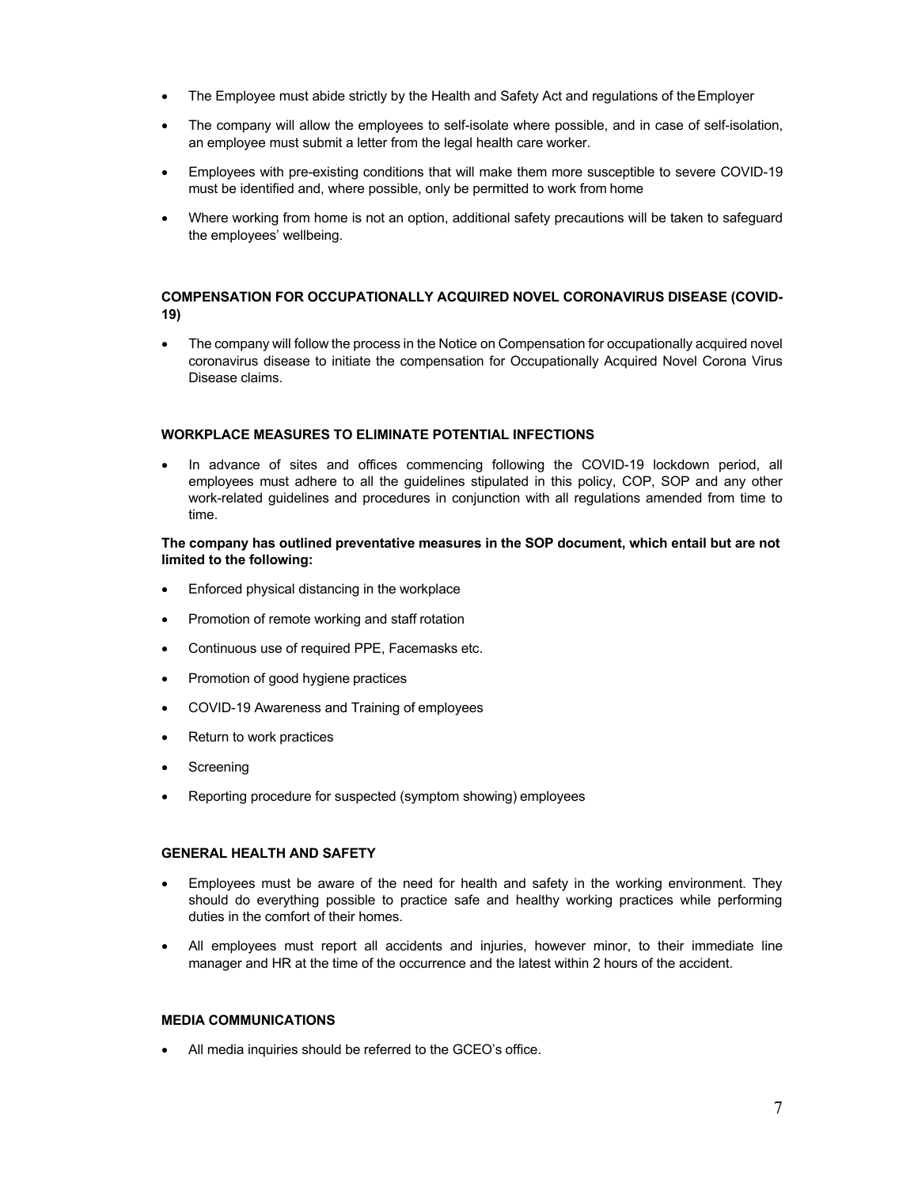- The Employee must abide strictly by the Health and Safety Act and regulations of the Employer
- The company will allow the employees to self-isolate where possible, and in case of self-isolation, an employee must submit a letter from the legal health care worker.
- Employees with pre-existing conditions that will make them more susceptible to severe COVID-19 must be identified and, where possible, only be permitted to work from home
- Where working from home is not an option, additional safety precautions will be taken to safeguard the employees' wellbeing.

## COMPENSATION FOR OCCUPATIONALLY ACQUIRED NOVEL CORONAVIRUS DISEASE (COVID-19)

- The company will follow the process in the Notice on Compensation for occupationally acquired novel coronavirus disease to initiate the compensation for Occupationally Acquired Novel Corona Virus Disease claims.

## WORKPLACE MEASURES TO ELIMINATE POTENTIAL INFECTIONS

- In advance of sites and offices commencing following the COVID-19 lockdown period, all employees must adhere to all the guidelines stipulated in this policy, COP, SOP and any other work-related guidelines and procedures in conjunction with all regulations amended from time to time.

**The company has outlined preventative measures in the SOP document, which entail but are not limited to the following:**

- Enforced physical distancing in the workplace
- Promotion of remote working and staff rotation
- Continuous use of required PPE, Facemasks etc.
- Promotion of good hygiene practices
- COVID-19 Awareness and Training of employees
- Return to work practices
- Screening
- Reporting procedure for suspected (symptom showing) employees

## GENERAL HEALTH AND SAFETY

- Employees must be aware of the need for health and safety in the working environment. They should do everything possible to practice safe and healthy working practices while performing duties in the comfort of their homes.
- All employees must report all accidents and injuries, however minor, to their immediate line manager and HR at the time of the occurrence and the latest within 2 hours of the accident.

## MEDIA COMMUNICATIONS

- All media inquiries should be referred to the GCEO's office.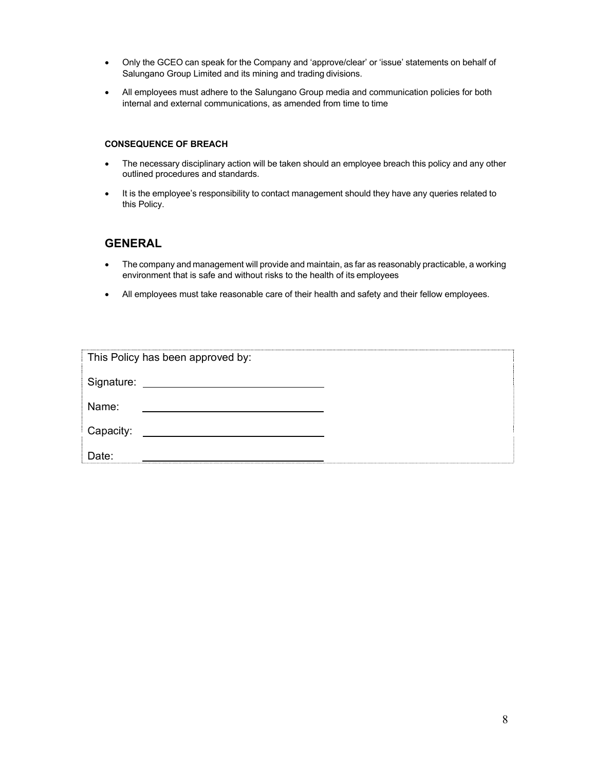- Only the GCEO can speak for the Company and 'approve/clear' or 'issue' statements on behalf of Salungano Group Limited and its mining and trading divisions.
- All employees must adhere to the Salungano Group media and communication policies for both internal and external communications, as amended from time to time

#### CONSEQUENCE OF BREACH

- The necessary disciplinary action will be taken should an employee breach this policy and any other outlined procedures and standards.
- It is the employee's responsibility to contact management should they have any queries related to this Policy.

## GENERAL

- The company and management will provide and maintain, as far as reasonably practicable, a working environment that is safe and without risks to the health of its employees
- All employees must take reasonable care of their health and safety and their fellow employees.

This Policy has been approved by:

Signature: ______________________________

Name: ______________________________

Capacity: ______________________________

Date: ______________________________